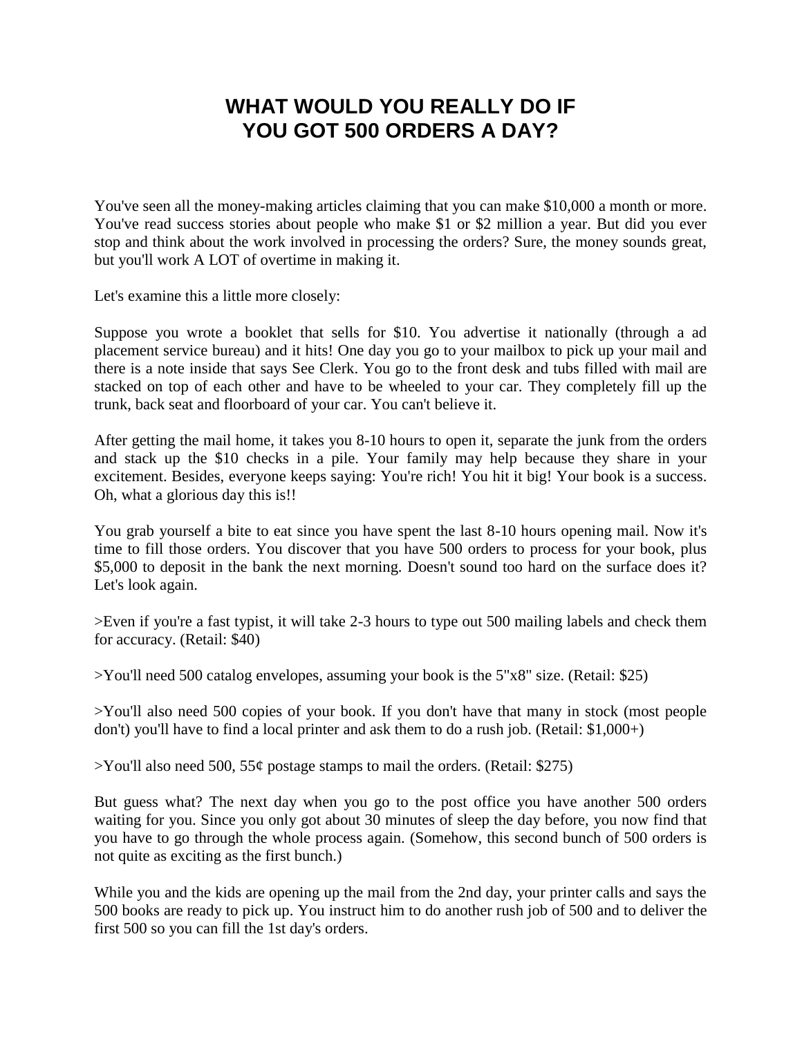# WHAT WOULD YOU REALLY DO IF YOU GOT 500 ORDERS A DAY?

You've seen all the money-making articles claiming that you can make $10,000 a month or more. You've read success stories about people who make $1 or $2 million a year. But did you ever stop and think about the work involved in processing the orders? Sure, the money sounds great, but you'll work A LOT of overtime in making it.

Let's examine this a little more closely:

Suppose you wrote a booklet that sells for $10. You advertise it nationally (through a ad placement service bureau) and it hits! One day you go to your mailbox to pick up your mail and there is a note inside that says See Clerk. You go to the front desk and tubs filled with mail are stacked on top of each other and have to be wheeled to your car. They completely fill up the trunk, back seat and floorboard of your car. You can't believe it.

After getting the mail home, it takes you 8-10 hours to open it, separate the junk from the orders and stack up the $10 checks in a pile. Your family may help because they share in your excitement. Besides, everyone keeps saying: You're rich! You hit it big! Your book is a success. Oh, what a glorious day this is!!

You grab yourself a bite to eat since you have spent the last 8-10 hours opening mail. Now it's time to fill those orders. You discover that you have 500 orders to process for your book, plus $5,000 to deposit in the bank the next morning. Doesn't sound too hard on the surface does it? Let's look again.

>Even if you're a fast typist, it will take 2-3 hours to type out 500 mailing labels and check them for accuracy. (Retail: $40)

>You'll need 500 catalog envelopes, assuming your book is the 5"x8" size. (Retail: $25)

>You'll also need 500 copies of your book. If you don't have that many in stock (most people don't) you'll have to find a local printer and ask them to do a rush job. (Retail: $1,000+)

>You'll also need 500, 55¢ postage stamps to mail the orders. (Retail: $275)

But guess what? The next day when you go to the post office you have another 500 orders waiting for you. Since you only got about 30 minutes of sleep the day before, you now find that you have to go through the whole process again. (Somehow, this second bunch of 500 orders is not quite as exciting as the first bunch.)

While you and the kids are opening up the mail from the 2nd day, your printer calls and says the 500 books are ready to pick up. You instruct him to do another rush job of 500 and to deliver the first 500 so you can fill the 1st day's orders.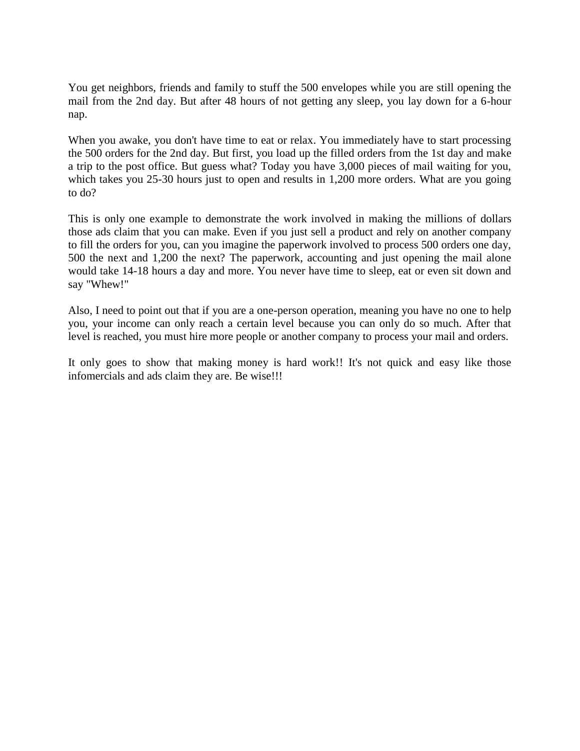You get neighbors, friends and family to stuff the 500 envelopes while you are still opening the mail from the 2nd day. But after 48 hours of not getting any sleep, you lay down for a 6-hour nap.

When you awake, you don't have time to eat or relax. You immediately have to start processing the 500 orders for the 2nd day. But first, you load up the filled orders from the 1st day and make a trip to the post office. But guess what? Today you have 3,000 pieces of mail waiting for you, which takes you 25-30 hours just to open and results in 1,200 more orders. What are you going to do?

This is only one example to demonstrate the work involved in making the millions of dollars those ads claim that you can make. Even if you just sell a product and rely on another company to fill the orders for you, can you imagine the paperwork involved to process 500 orders one day, 500 the next and 1,200 the next? The paperwork, accounting and just opening the mail alone would take 14-18 hours a day and more. You never have time to sleep, eat or even sit down and say "Whew!"

Also, I need to point out that if you are a one-person operation, meaning you have no one to help you, your income can only reach a certain level because you can only do so much. After that level is reached, you must hire more people or another company to process your mail and orders.

It only goes to show that making money is hard work!! It's not quick and easy like those infomercials and ads claim they are. Be wise!!!